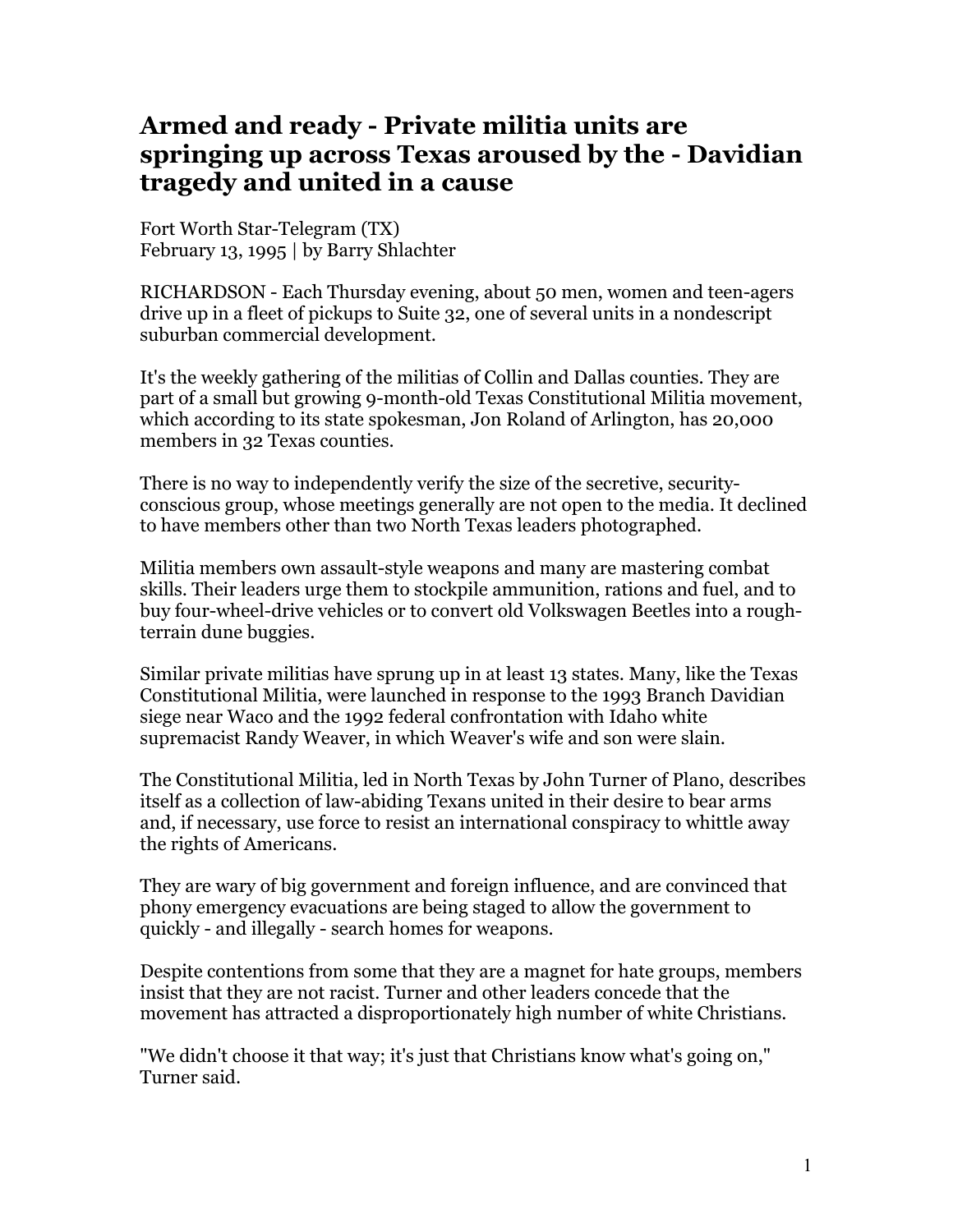# Armed and ready - Private militia units are springing up across Texas aroused by the - Davidian tragedy and united in a cause

Fort Worth Star-Telegram (TX)
February 13, 1995 | by Barry Shlachter

RICHARDSON - Each Thursday evening, about 50 men, women and teen-agers drive up in a fleet of pickups to Suite 32, one of several units in a nondescript suburban commercial development.

It's the weekly gathering of the militias of Collin and Dallas counties. They are part of a small but growing 9-month-old Texas Constitutional Militia movement, which according to its state spokesman, Jon Roland of Arlington, has 20,000 members in 32 Texas counties.

There is no way to independently verify the size of the secretive, security-conscious group, whose meetings generally are not open to the media. It declined to have members other than two North Texas leaders photographed.

Militia members own assault-style weapons and many are mastering combat skills. Their leaders urge them to stockpile ammunition, rations and fuel, and to buy four-wheel-drive vehicles or to convert old Volkswagen Beetles into a rough-terrain dune buggies.

Similar private militias have sprung up in at least 13 states. Many, like the Texas Constitutional Militia, were launched in response to the 1993 Branch Davidian siege near Waco and the 1992 federal confrontation with Idaho white supremacist Randy Weaver, in which Weaver's wife and son were slain.

The Constitutional Militia, led in North Texas by John Turner of Plano, describes itself as a collection of law-abiding Texans united in their desire to bear arms and, if necessary, use force to resist an international conspiracy to whittle away the rights of Americans.

They are wary of big government and foreign influence, and are convinced that phony emergency evacuations are being staged to allow the government to quickly - and illegally - search homes for weapons.

Despite contentions from some that they are a magnet for hate groups, members insist that they are not racist. Turner and other leaders concede that the movement has attracted a disproportionately high number of white Christians.

"We didn't choose it that way; it's just that Christians know what's going on," Turner said.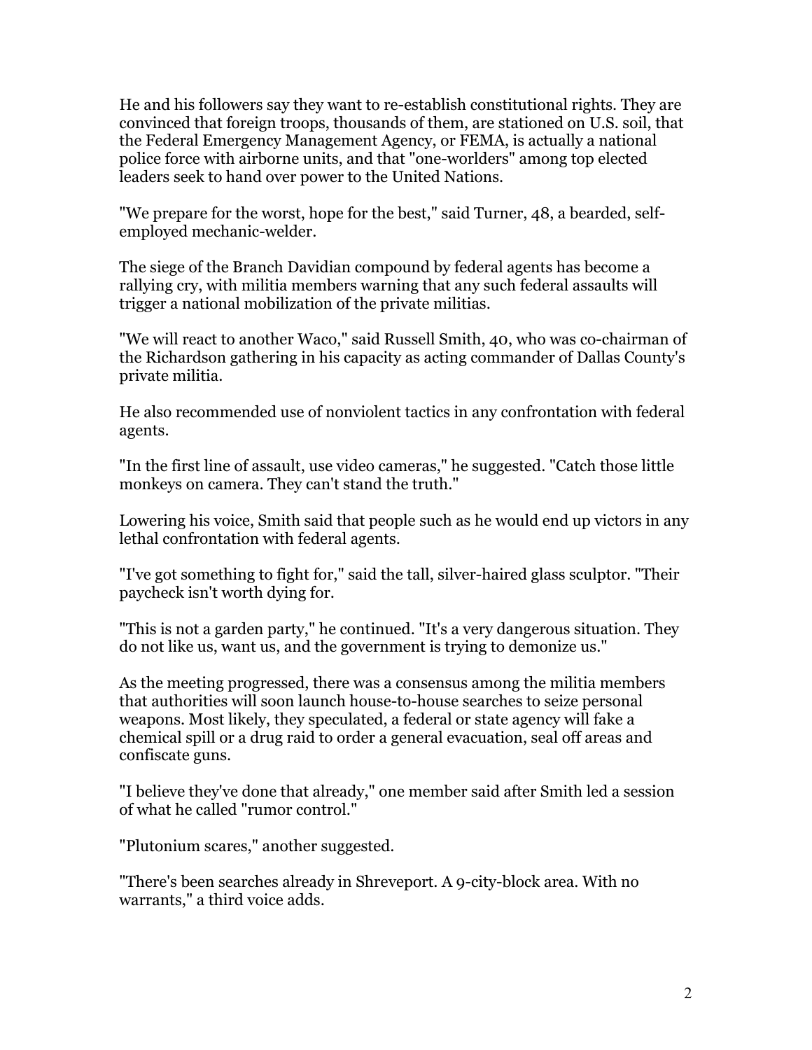He and his followers say they want to re-establish constitutional rights. They are convinced that foreign troops, thousands of them, are stationed on U.S. soil, that the Federal Emergency Management Agency, or FEMA, is actually a national police force with airborne units, and that "one-worlders" among top elected leaders seek to hand over power to the United Nations.

"We prepare for the worst, hope for the best," said Turner, 48, a bearded, self-employed mechanic-welder.

The siege of the Branch Davidian compound by federal agents has become a rallying cry, with militia members warning that any such federal assaults will trigger a national mobilization of the private militias.

"We will react to another Waco," said Russell Smith, 40, who was co-chairman of the Richardson gathering in his capacity as acting commander of Dallas County's private militia.

He also recommended use of nonviolent tactics in any confrontation with federal agents.

"In the first line of assault, use video cameras," he suggested. "Catch those little monkeys on camera. They can't stand the truth."

Lowering his voice, Smith said that people such as he would end up victors in any lethal confrontation with federal agents.

"I've got something to fight for," said the tall, silver-haired glass sculptor. "Their paycheck isn't worth dying for.

"This is not a garden party," he continued. "It's a very dangerous situation. They do not like us, want us, and the government is trying to demonize us."

As the meeting progressed, there was a consensus among the militia members that authorities will soon launch house-to-house searches to seize personal weapons. Most likely, they speculated, a federal or state agency will fake a chemical spill or a drug raid to order a general evacuation, seal off areas and confiscate guns.

"I believe they've done that already," one member said after Smith led a session of what he called "rumor control."

"Plutonium scares," another suggested.

"There's been searches already in Shreveport. A 9-city-block area. With no warrants," a third voice adds.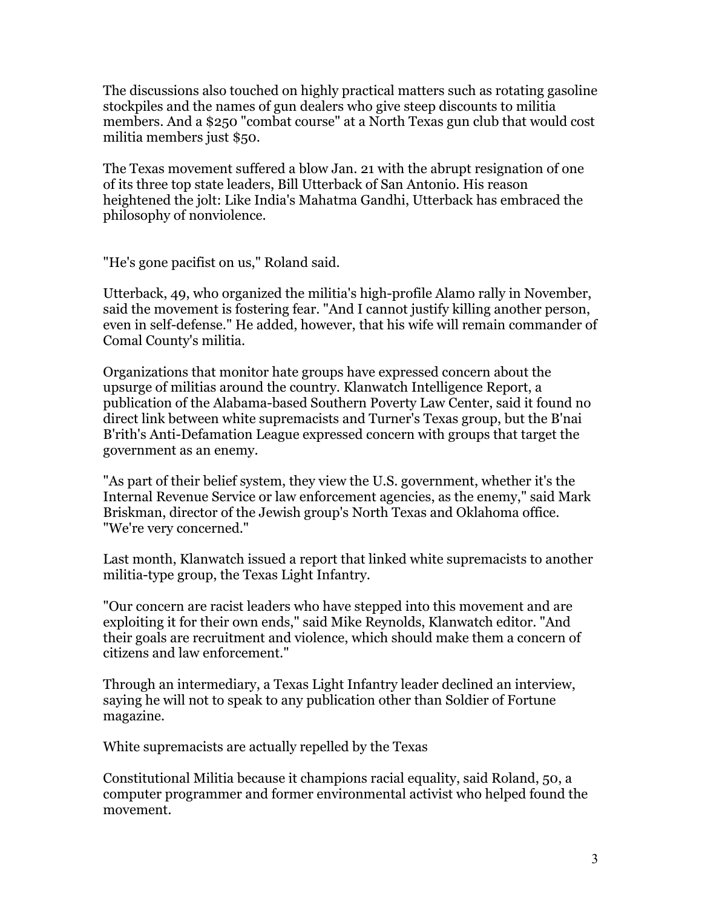The discussions also touched on highly practical matters such as rotating gasoline stockpiles and the names of gun dealers who give steep discounts to militia members. And a $250 "combat course" at a North Texas gun club that would cost militia members just $50.

The Texas movement suffered a blow Jan. 21 with the abrupt resignation of one of its three top state leaders, Bill Utterback of San Antonio. His reason heightened the jolt: Like India's Mahatma Gandhi, Utterback has embraced the philosophy of nonviolence.

"He's gone pacifist on us," Roland said.

Utterback, 49, who organized the militia's high-profile Alamo rally in November, said the movement is fostering fear. "And I cannot justify killing another person, even in self-defense." He added, however, that his wife will remain commander of Comal County's militia.

Organizations that monitor hate groups have expressed concern about the upsurge of militias around the country. Klanwatch Intelligence Report, a publication of the Alabama-based Southern Poverty Law Center, said it found no direct link between white supremacists and Turner's Texas group, but the B'nai B'rith's Anti-Defamation League expressed concern with groups that target the government as an enemy.

"As part of their belief system, they view the U.S. government, whether it's the Internal Revenue Service or law enforcement agencies, as the enemy," said Mark Briskman, director of the Jewish group's North Texas and Oklahoma office. "We're very concerned."

Last month, Klanwatch issued a report that linked white supremacists to another militia-type group, the Texas Light Infantry.

"Our concern are racist leaders who have stepped into this movement and are exploiting it for their own ends," said Mike Reynolds, Klanwatch editor. "And their goals are recruitment and violence, which should make them a concern of citizens and law enforcement."

Through an intermediary, a Texas Light Infantry leader declined an interview, saying he will not to speak to any publication other than Soldier of Fortune magazine.

White supremacists are actually repelled by the Texas

Constitutional Militia because it champions racial equality, said Roland, 50, a computer programmer and former environmental activist who helped found the movement.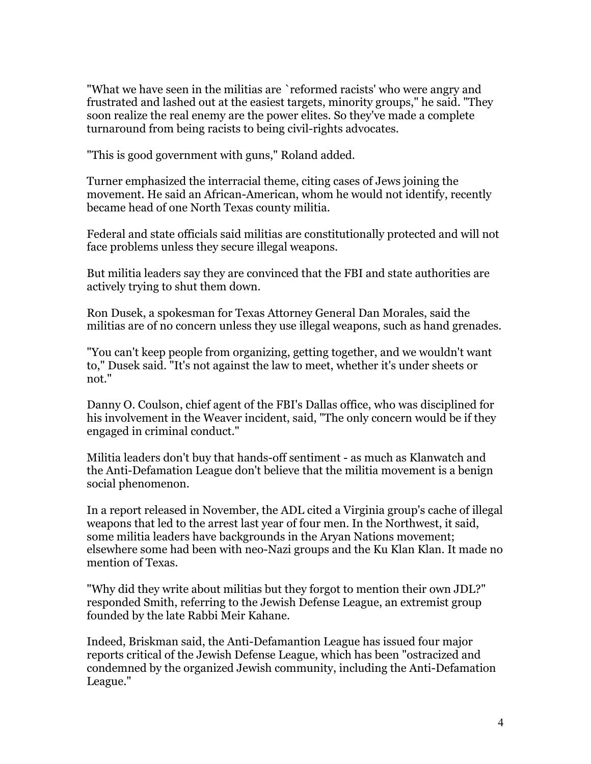"What we have seen in the militias are `reformed racists' who were angry and frustrated and lashed out at the easiest targets, minority groups," he said. "They soon realize the real enemy are the power elites. So they've made a complete turnaround from being racists to being civil-rights advocates.

"This is good government with guns," Roland added.

Turner emphasized the interracial theme, citing cases of Jews joining the movement. He said an African-American, whom he would not identify, recently became head of one North Texas county militia.

Federal and state officials said militias are constitutionally protected and will not face problems unless they secure illegal weapons.

But militia leaders say they are convinced that the FBI and state authorities are actively trying to shut them down.

Ron Dusek, a spokesman for Texas Attorney General Dan Morales, said the militias are of no concern unless they use illegal weapons, such as hand grenades.

"You can't keep people from organizing, getting together, and we wouldn't want to," Dusek said. "It's not against the law to meet, whether it's under sheets or not."

Danny O. Coulson, chief agent of the FBI's Dallas office, who was disciplined for his involvement in the Weaver incident, said, "The only concern would be if they engaged in criminal conduct."

Militia leaders don't buy that hands-off sentiment - as much as Klanwatch and the Anti-Defamation League don't believe that the militia movement is a benign social phenomenon.

In a report released in November, the ADL cited a Virginia group's cache of illegal weapons that led to the arrest last year of four men. In the Northwest, it said, some militia leaders have backgrounds in the Aryan Nations movement; elsewhere some had been with neo-Nazi groups and the Ku Klan Klan. It made no mention of Texas.

"Why did they write about militias but they forgot to mention their own JDL?" responded Smith, referring to the Jewish Defense League, an extremist group founded by the late Rabbi Meir Kahane.

Indeed, Briskman said, the Anti-Defamantion League has issued four major reports critical of the Jewish Defense League, which has been "ostracized and condemned by the organized Jewish community, including the Anti-Defamation League."